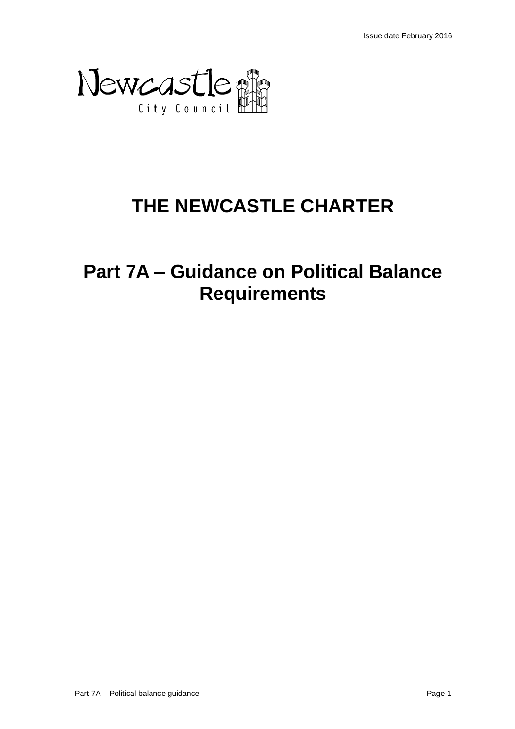Issue date February 2016

Newcastle City Council

# THE NEWCASTLE CHARTER

## Part 7A – Guidance on Political Balance Requirements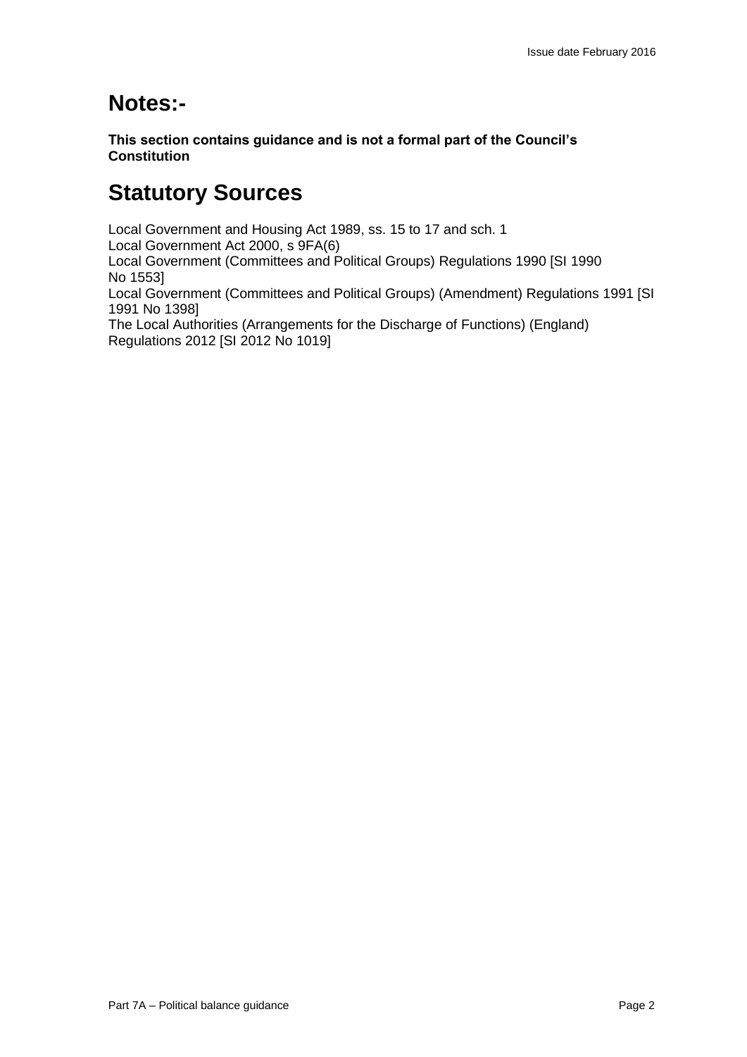# Notes:-

**This section contains guidance and is not a formal part of the Council's Constitution**

# Statutory Sources

Local Government and Housing Act 1989, ss. 15 to 17 and sch. 1
Local Government Act 2000, s 9FA(6)
Local Government (Committees and Political Groups) Regulations 1990 [SI 1990 No 1553]
Local Government (Committees and Political Groups) (Amendment) Regulations 1991 [SI 1991 No 1398]
The Local Authorities (Arrangements for the Discharge of Functions) (England) Regulations 2012 [SI 2012 No 1019]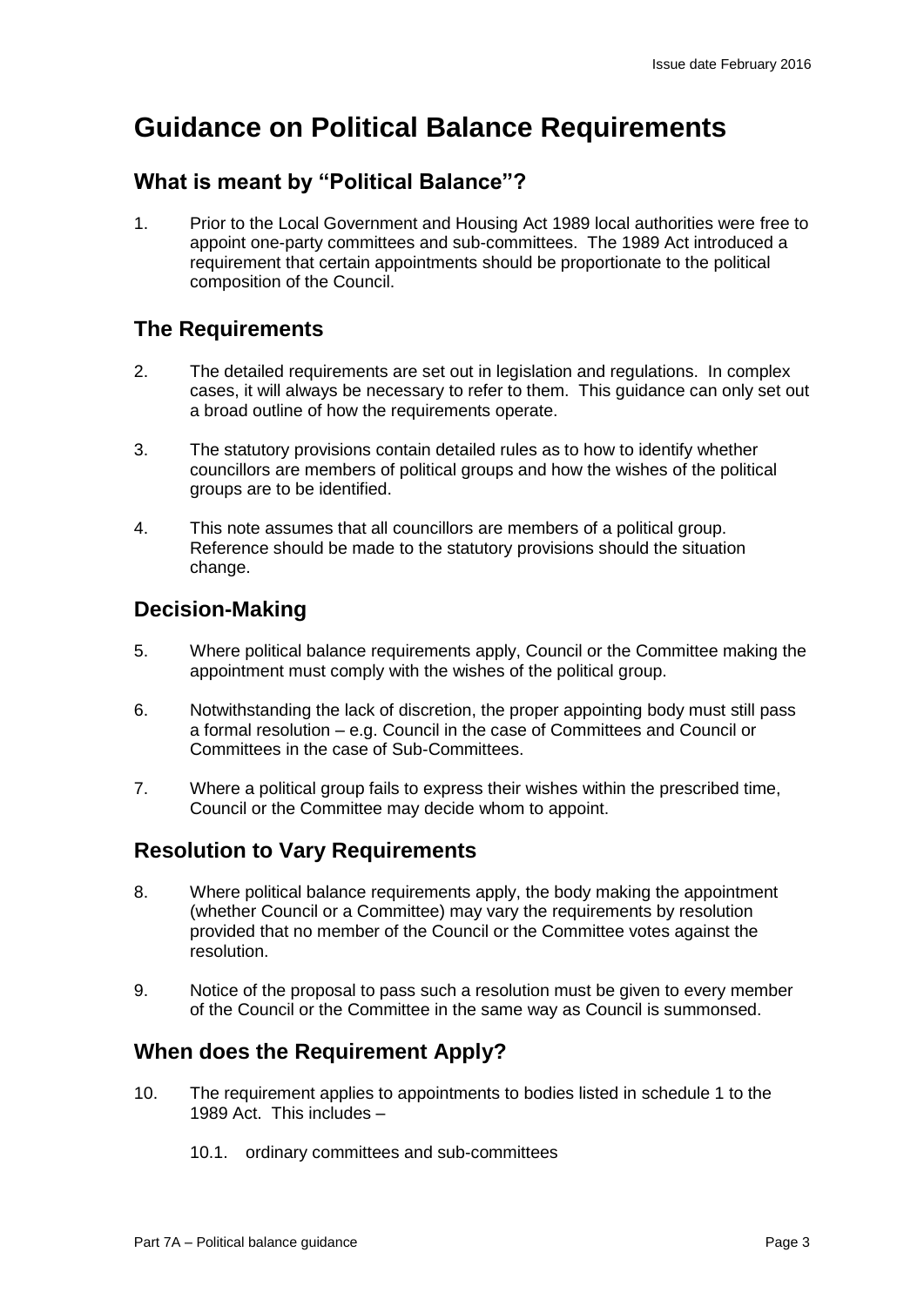# Guidance on Political Balance Requirements

## What is meant by "Political Balance"?

1. Prior to the Local Government and Housing Act 1989 local authorities were free to appoint one-party committees and sub-committees. The 1989 Act introduced a requirement that certain appointments should be proportionate to the political composition of the Council.

## The Requirements

2. The detailed requirements are set out in legislation and regulations. In complex cases, it will always be necessary to refer to them. This guidance can only set out a broad outline of how the requirements operate.

3. The statutory provisions contain detailed rules as to how to identify whether councillors are members of political groups and how the wishes of the political groups are to be identified.

4. This note assumes that all councillors are members of a political group. Reference should be made to the statutory provisions should the situation change.

## Decision-Making

5. Where political balance requirements apply, Council or the Committee making the appointment must comply with the wishes of the political group.

6. Notwithstanding the lack of discretion, the proper appointing body must still pass a formal resolution – e.g. Council in the case of Committees and Council or Committees in the case of Sub-Committees.

7. Where a political group fails to express their wishes within the prescribed time, Council or the Committee may decide whom to appoint.

## Resolution to Vary Requirements

8. Where political balance requirements apply, the body making the appointment (whether Council or a Committee) may vary the requirements by resolution provided that no member of the Council or the Committee votes against the resolution.

9. Notice of the proposal to pass such a resolution must be given to every member of the Council or the Committee in the same way as Council is summonsed.

## When does the Requirement Apply?

10. The requirement applies to appointments to bodies listed in schedule 1 to the 1989 Act. This includes –

    10.1. ordinary committees and sub-committees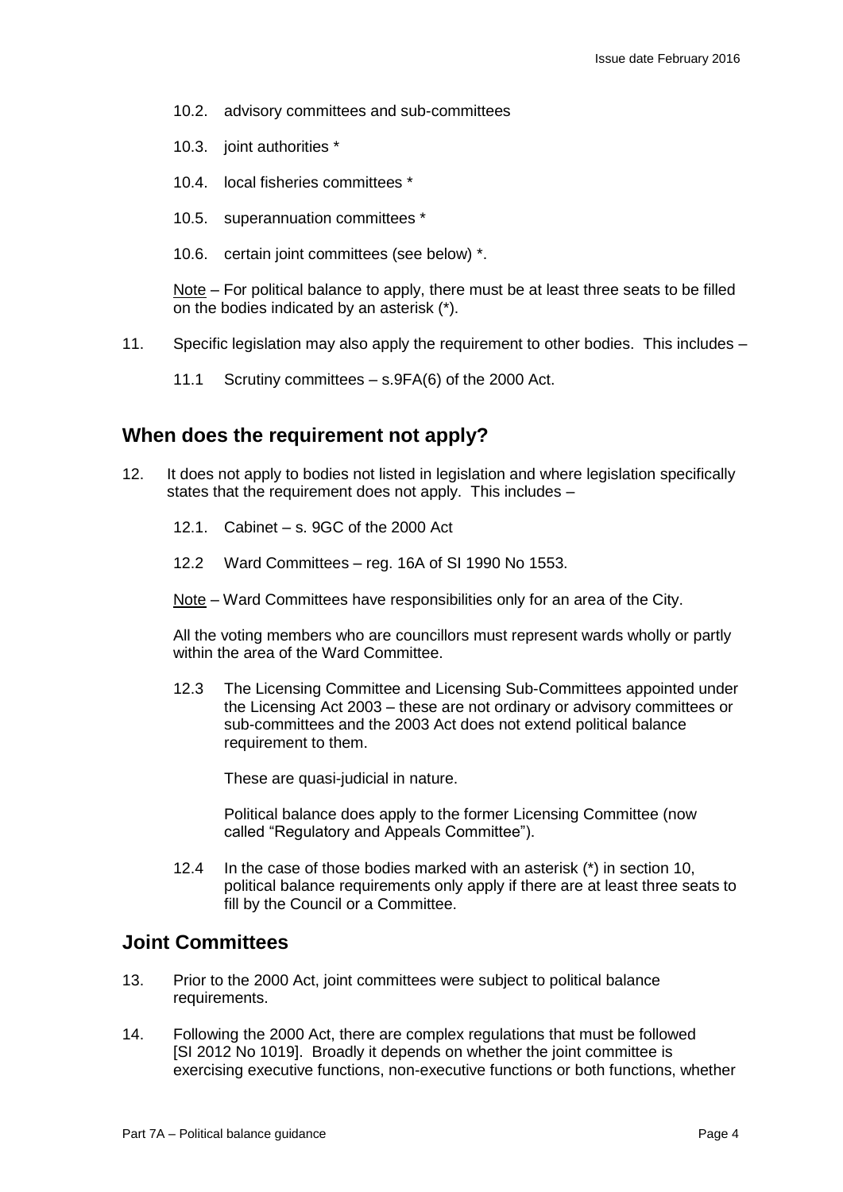10.2. advisory committees and sub-committees

10.3. joint authorities *

10.4. local fisheries committees *

10.5. superannuation committees *

10.6. certain joint committees (see below) *.

Note – For political balance to apply, there must be at least three seats to be filled on the bodies indicated by an asterisk (*).

11. Specific legislation may also apply the requirement to other bodies. This includes –

    11.1 Scrutiny committees – s.9FA(6) of the 2000 Act.

## When does the requirement not apply?

12. It does not apply to bodies not listed in legislation and where legislation specifically states that the requirement does not apply. This includes –

    12.1. Cabinet – s. 9GC of the 2000 Act

    12.2 Ward Committees – reg. 16A of SI 1990 No 1553.

    Note – Ward Committees have responsibilities only for an area of the City.

    All the voting members who are councillors must represent wards wholly or partly within the area of the Ward Committee.

    12.3 The Licensing Committee and Licensing Sub-Committees appointed under the Licensing Act 2003 – these are not ordinary or advisory committees or sub-committees and the 2003 Act does not extend political balance requirement to them.

    These are quasi-judicial in nature.

    Political balance does apply to the former Licensing Committee (now called "Regulatory and Appeals Committee").

    12.4 In the case of those bodies marked with an asterisk (*) in section 10, political balance requirements only apply if there are at least three seats to fill by the Council or a Committee.

## Joint Committees

13. Prior to the 2000 Act, joint committees were subject to political balance requirements.

14. Following the 2000 Act, there are complex regulations that must be followed [SI 2012 No 1019]. Broadly it depends on whether the joint committee is exercising executive functions, non-executive functions or both functions, whether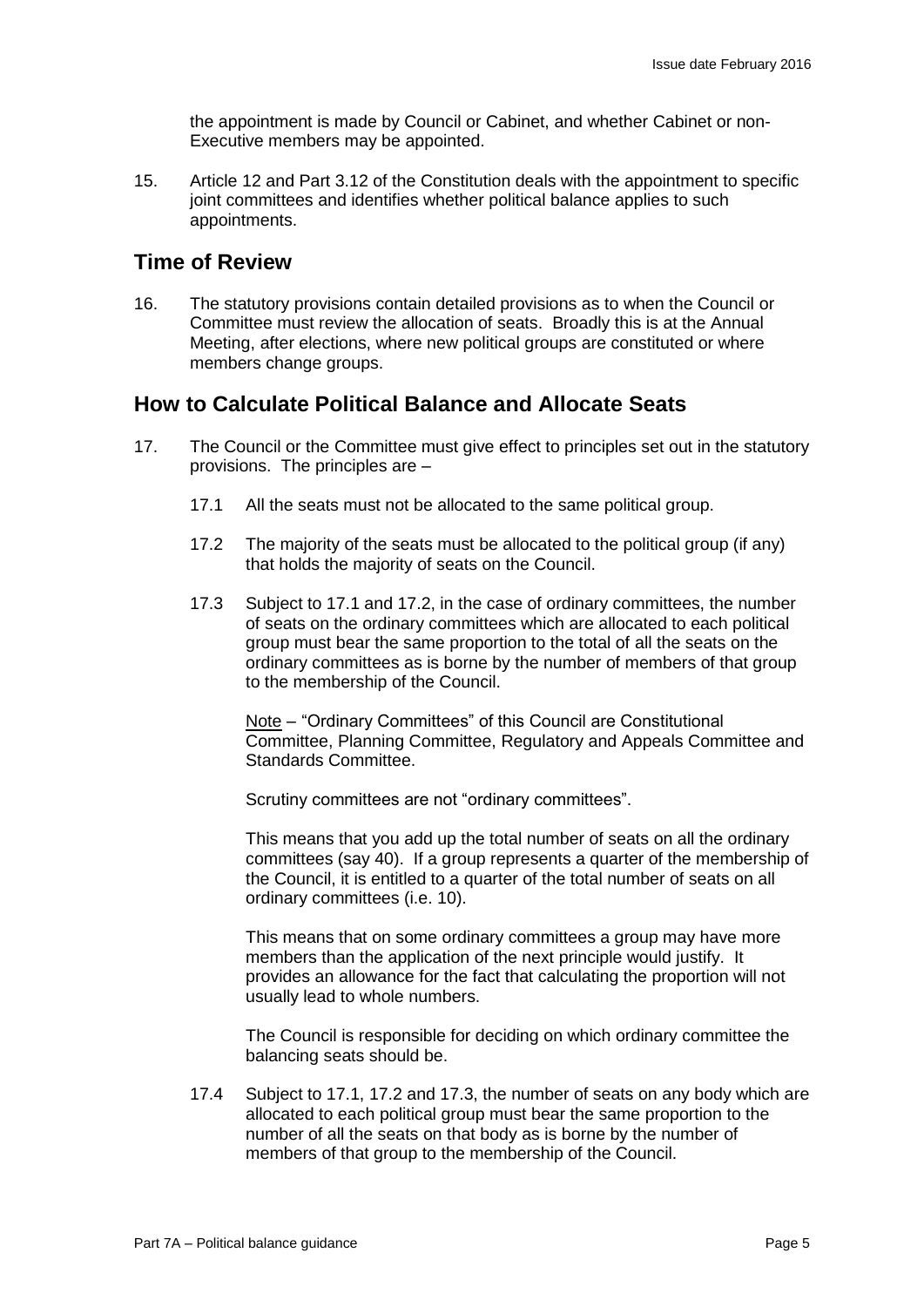the appointment is made by Council or Cabinet, and whether Cabinet or non-Executive members may be appointed.

15. Article 12 and Part 3.12 of the Constitution deals with the appointment to specific joint committees and identifies whether political balance applies to such appointments.

## Time of Review

16. The statutory provisions contain detailed provisions as to when the Council or Committee must review the allocation of seats. Broadly this is at the Annual Meeting, after elections, where new political groups are constituted or where members change groups.

## How to Calculate Political Balance and Allocate Seats

17. The Council or the Committee must give effect to principles set out in the statutory provisions. The principles are –

    17.1 All the seats must not be allocated to the same political group.

    17.2 The majority of the seats must be allocated to the political group (if any) that holds the majority of seats on the Council.

    17.3 Subject to 17.1 and 17.2, in the case of ordinary committees, the number of seats on the ordinary committees which are allocated to each political group must bear the same proportion to the total of all the seats on the ordinary committees as is borne by the number of members of that group to the membership of the Council.

    Note – "Ordinary Committees" of this Council are Constitutional Committee, Planning Committee, Regulatory and Appeals Committee and Standards Committee.

    Scrutiny committees are not "ordinary committees".

    This means that you add up the total number of seats on all the ordinary committees (say 40). If a group represents a quarter of the membership of the Council, it is entitled to a quarter of the total number of seats on all ordinary committees (i.e. 10).

    This means that on some ordinary committees a group may have more members than the application of the next principle would justify. It provides an allowance for the fact that calculating the proportion will not usually lead to whole numbers.

    The Council is responsible for deciding on which ordinary committee the balancing seats should be.

    17.4 Subject to 17.1, 17.2 and 17.3, the number of seats on any body which are allocated to each political group must bear the same proportion to the number of all the seats on that body as is borne by the number of members of that group to the membership of the Council.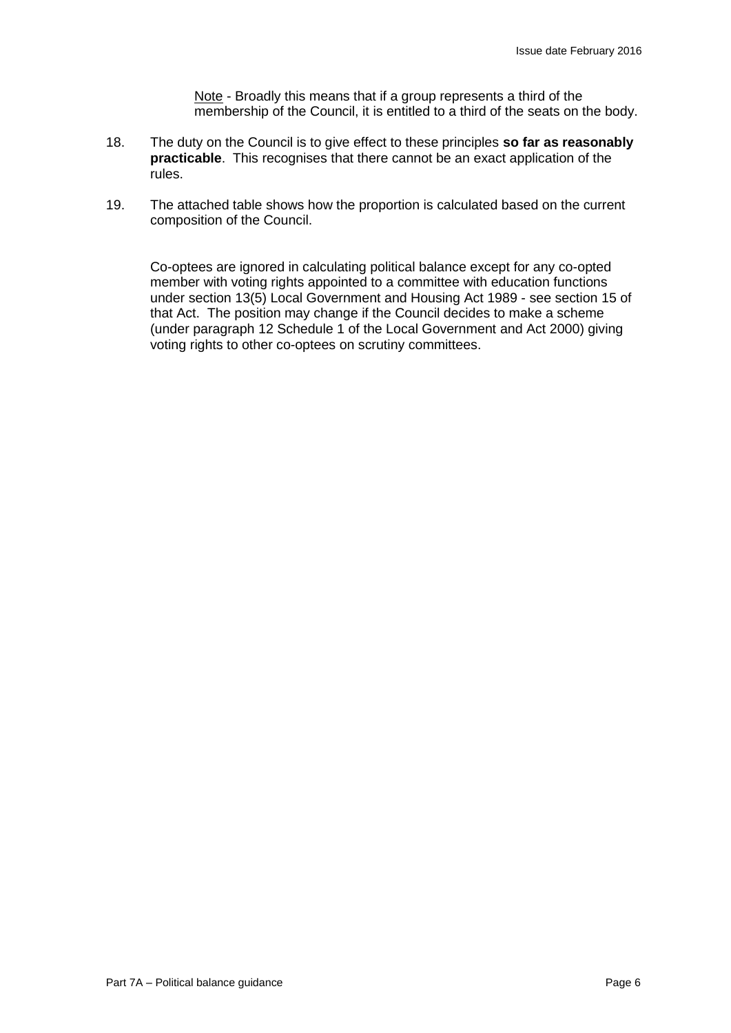Note - Broadly this means that if a group represents a third of the membership of the Council, it is entitled to a third of the seats on the body.

18. The duty on the Council is to give effect to these principles **so far as reasonably practicable**. This recognises that there cannot be an exact application of the rules.

19. The attached table shows how the proportion is calculated based on the current composition of the Council.

Co-optees are ignored in calculating political balance except for any co-opted member with voting rights appointed to a committee with education functions under section 13(5) Local Government and Housing Act 1989 - see section 15 of that Act. The position may change if the Council decides to make a scheme (under paragraph 12 Schedule 1 of the Local Government and Act 2000) giving voting rights to other co-optees on scrutiny committees.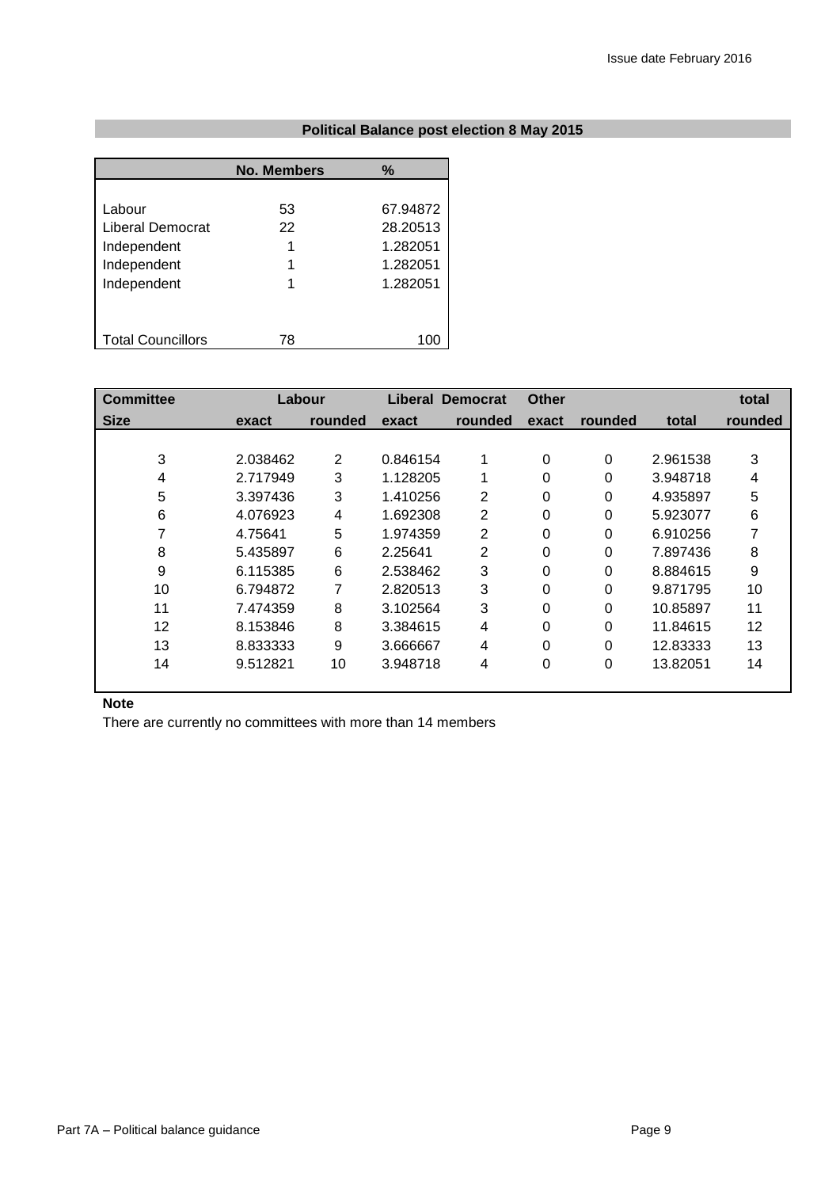Issue date February 2016

## Political Balance post election 8 May 2015

| | No. Members | % |
|---|---|---|
| Labour | 53 | 67.94872 |
| Liberal Democrat | 22 | 28.20513 |
| Independent | 1 | 1.282051 |
| Independent | 1 | 1.282051 |
| Independent | 1 | 1.282051 |
| Total Councillors | 78 | 100 |

| Committee | Labour | | Liberal Democrat | | Other | | | total |
|---|---|---|---|---|---|---|---|---|
| Size | exact | rounded | exact | rounded | exact | rounded | total | rounded |
| 3 | 2.038462 | 2 | 0.846154 | 1 | 0 | 0 | 2.961538 | 3 |
| 4 | 2.717949 | 3 | 1.128205 | 1 | 0 | 0 | 3.948718 | 4 |
| 5 | 3.397436 | 3 | 1.410256 | 2 | 0 | 0 | 4.935897 | 5 |
| 6 | 4.076923 | 4 | 1.692308 | 2 | 0 | 0 | 5.923077 | 6 |
| 7 | 4.75641 | 5 | 1.974359 | 2 | 0 | 0 | 6.910256 | 7 |
| 8 | 5.435897 | 6 | 2.25641 | 2 | 0 | 0 | 7.897436 | 8 |
| 9 | 6.115385 | 6 | 2.538462 | 3 | 0 | 0 | 8.884615 | 9 |
| 10 | 6.794872 | 7 | 2.820513 | 3 | 0 | 0 | 9.871795 | 10 |
| 11 | 7.474359 | 8 | 3.102564 | 3 | 0 | 0 | 10.85897 | 11 |
| 12 | 8.153846 | 8 | 3.384615 | 4 | 0 | 0 | 11.84615 | 12 |
| 13 | 8.833333 | 9 | 3.666667 | 4 | 0 | 0 | 12.83333 | 13 |
| 14 | 9.512821 | 10 | 3.948718 | 4 | 0 | 0 | 13.82051 | 14 |

**Note**

There are currently no committees with more than 14 members